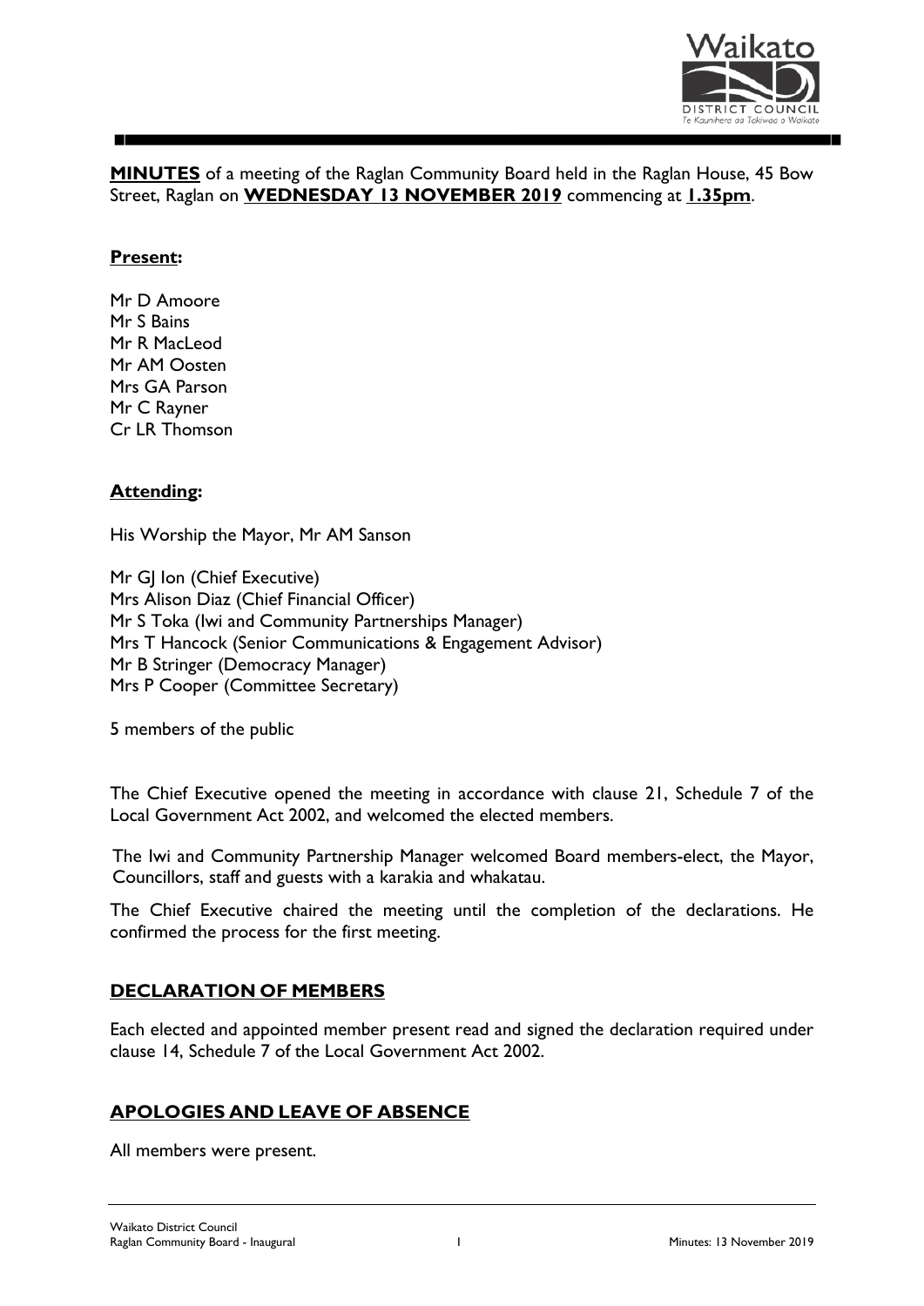**MINUTES** of a meeting of the Raglan Community Board held in the Raglan House, 45 Bow Street, Raglan on **WEDNESDAY 13 NOVEMBER 2019** commencing at **1.35pm**.

**Present:**

Mr D Amoore
Mr S Bains
Mr R MacLeod
Mr AM Oosten
Mrs GA Parson
Mr C Rayner
Cr LR Thomson

**Attending:**

His Worship the Mayor, Mr AM Sanson

Mr GJ Ion (Chief Executive)
Mrs Alison Diaz (Chief Financial Officer)
Mr S Toka (Iwi and Community Partnerships Manager)
Mrs T Hancock (Senior Communications & Engagement Advisor)
Mr B Stringer (Democracy Manager)
Mrs P Cooper (Committee Secretary)

5 members of the public

The Chief Executive opened the meeting in accordance with clause 21, Schedule 7 of the Local Government Act 2002, and welcomed the elected members.

The Iwi and Community Partnership Manager welcomed Board members-elect, the Mayor, Councillors, staff and guests with a karakia and whakatau.

The Chief Executive chaired the meeting until the completion of the declarations. He confirmed the process for the first meeting.

## DECLARATION OF MEMBERS

Each elected and appointed member present read and signed the declaration required under clause 14, Schedule 7 of the Local Government Act 2002.

## APOLOGIES AND LEAVE OF ABSENCE

All members were present.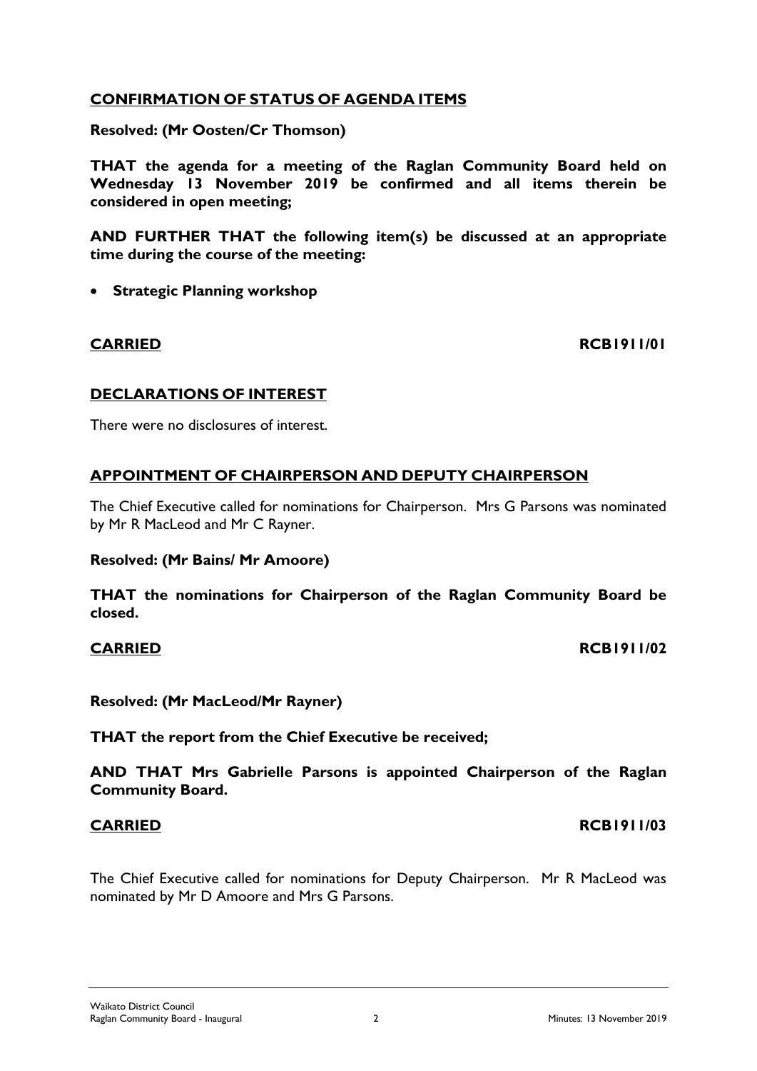## CONFIRMATION OF STATUS OF AGENDA ITEMS

**Resolved: (Mr Oosten/Cr Thomson)**

**THAT the agenda for a meeting of the Raglan Community Board held on Wednesday 13 November 2019 be confirmed and all items therein be considered in open meeting;**

**AND FURTHER THAT the following item(s) be discussed at an appropriate time during the course of the meeting:**

- **Strategic Planning workshop**

**CARRIED** **RCB1911/01**

## DECLARATIONS OF INTEREST

There were no disclosures of interest.

## APPOINTMENT OF CHAIRPERSON AND DEPUTY CHAIRPERSON

The Chief Executive called for nominations for Chairperson. Mrs G Parsons was nominated by Mr R MacLeod and Mr C Rayner.

**Resolved: (Mr Bains/ Mr Amoore)**

**THAT the nominations for Chairperson of the Raglan Community Board be closed.**

**CARRIED** **RCB1911/02**

**Resolved: (Mr MacLeod/Mr Rayner)**

**THAT the report from the Chief Executive be received;**

**AND THAT Mrs Gabrielle Parsons is appointed Chairperson of the Raglan Community Board.**

**CARRIED** **RCB1911/03**

The Chief Executive called for nominations for Deputy Chairperson. Mr R MacLeod was nominated by Mr D Amoore and Mrs G Parsons.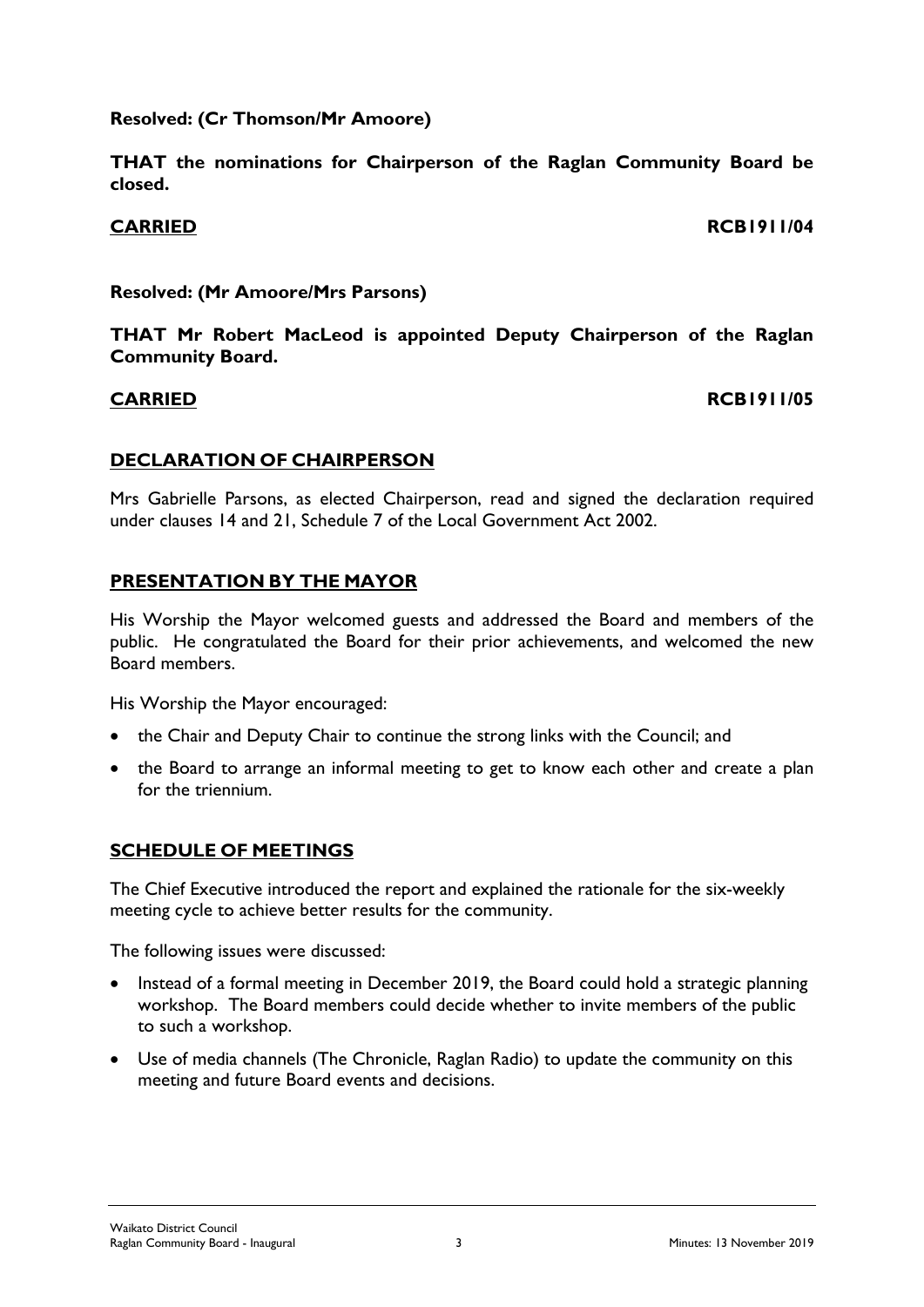**Resolved: (Cr Thomson/Mr Amoore)**

**THAT the nominations for Chairperson of the Raglan Community Board be closed.**

**CARRIED** **RCB1911/04**

**Resolved: (Mr Amoore/Mrs Parsons)**

**THAT Mr Robert MacLeod is appointed Deputy Chairperson of the Raglan Community Board.**

**CARRIED** **RCB1911/05**

## DECLARATION OF CHAIRPERSON

Mrs Gabrielle Parsons, as elected Chairperson, read and signed the declaration required under clauses 14 and 21, Schedule 7 of the Local Government Act 2002.

## PRESENTATION BY THE MAYOR

His Worship the Mayor welcomed guests and addressed the Board and members of the public. He congratulated the Board for their prior achievements, and welcomed the new Board members.

His Worship the Mayor encouraged:

- the Chair and Deputy Chair to continue the strong links with the Council; and
- the Board to arrange an informal meeting to get to know each other and create a plan for the triennium.

## SCHEDULE OF MEETINGS

The Chief Executive introduced the report and explained the rationale for the six-weekly meeting cycle to achieve better results for the community.

The following issues were discussed:

- Instead of a formal meeting in December 2019, the Board could hold a strategic planning workshop. The Board members could decide whether to invite members of the public to such a workshop.
- Use of media channels (The Chronicle, Raglan Radio) to update the community on this meeting and future Board events and decisions.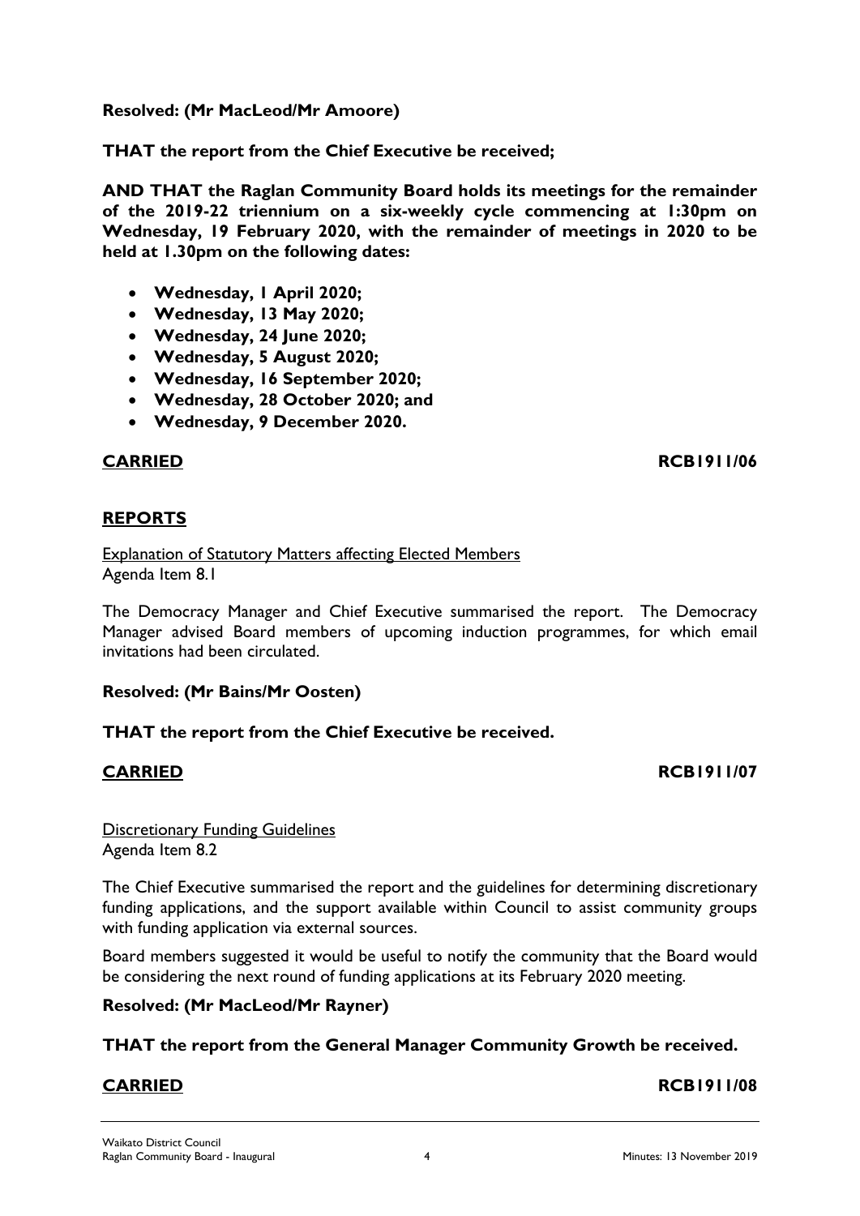**Resolved: (Mr MacLeod/Mr Amoore)**

**THAT the report from the Chief Executive be received;**

**AND THAT the Raglan Community Board holds its meetings for the remainder of the 2019-22 triennium on a six-weekly cycle commencing at 1:30pm on Wednesday, 19 February 2020, with the remainder of meetings in 2020 to be held at 1.30pm on the following dates:**

- **Wednesday, 1 April 2020;**
- **Wednesday, 13 May 2020;**
- **Wednesday, 24 June 2020;**
- **Wednesday, 5 August 2020;**
- **Wednesday, 16 September 2020;**
- **Wednesday, 28 October 2020; and**
- **Wednesday, 9 December 2020.**

**CARRIED** **RCB1911/06**

## REPORTS

Explanation of Statutory Matters affecting Elected Members
Agenda Item 8.1

The Democracy Manager and Chief Executive summarised the report. The Democracy Manager advised Board members of upcoming induction programmes, for which email invitations had been circulated.

**Resolved: (Mr Bains/Mr Oosten)**

**THAT the report from the Chief Executive be received.**

**CARRIED** **RCB1911/07**

Discretionary Funding Guidelines
Agenda Item 8.2

The Chief Executive summarised the report and the guidelines for determining discretionary funding applications, and the support available within Council to assist community groups with funding application via external sources.

Board members suggested it would be useful to notify the community that the Board would be considering the next round of funding applications at its February 2020 meeting.

**Resolved: (Mr MacLeod/Mr Rayner)**

**THAT the report from the General Manager Community Growth be received.**

**CARRIED** **RCB1911/08**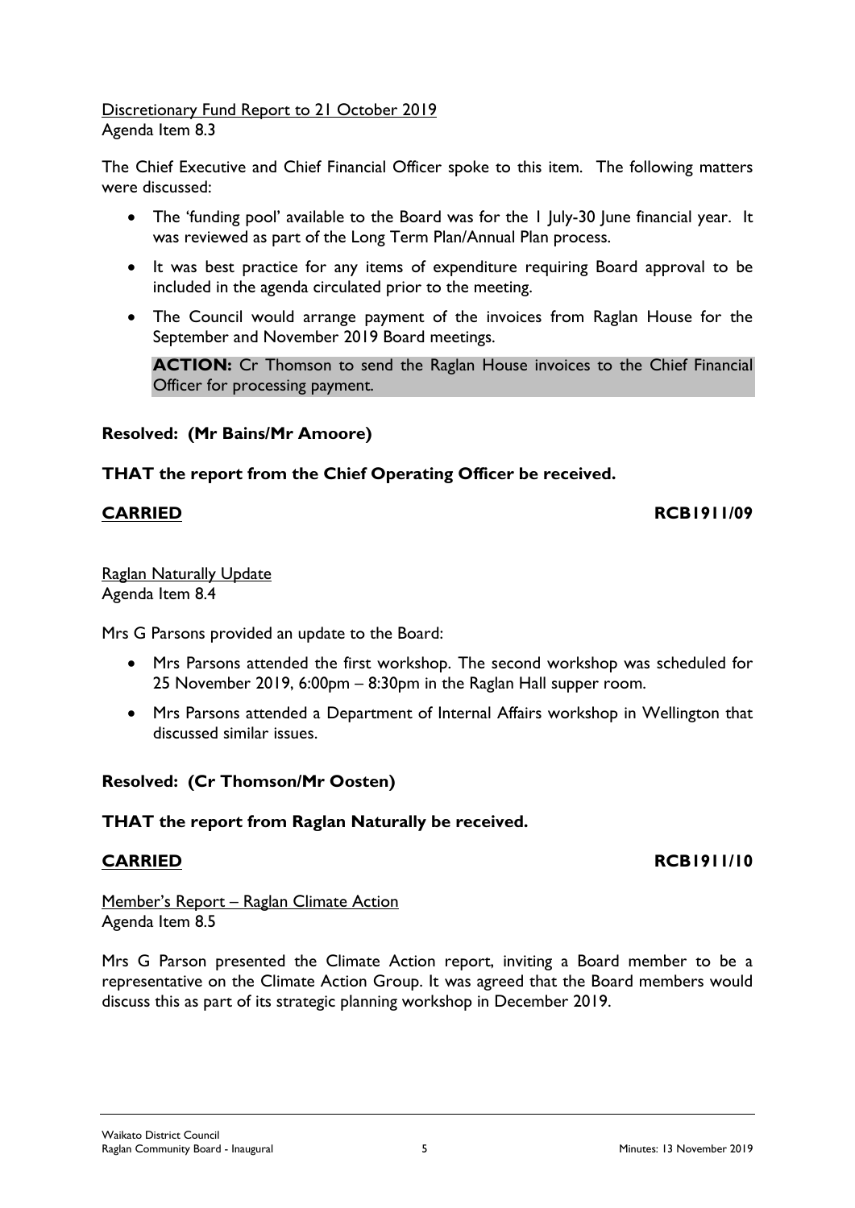Discretionary Fund Report to 21 October 2019
Agenda Item 8.3

The Chief Executive and Chief Financial Officer spoke to this item. The following matters were discussed:

- The 'funding pool' available to the Board was for the 1 July-30 June financial year. It was reviewed as part of the Long Term Plan/Annual Plan process.
- It was best practice for any items of expenditure requiring Board approval to be included in the agenda circulated prior to the meeting.
- The Council would arrange payment of the invoices from Raglan House for the September and November 2019 Board meetings.

  **ACTION:** Cr Thomson to send the Raglan House invoices to the Chief Financial Officer for processing payment.

**Resolved: (Mr Bains/Mr Amoore)**

**THAT the report from the Chief Operating Officer be received.**

**CARRIED** **RCB1911/09**

Raglan Naturally Update
Agenda Item 8.4

Mrs G Parsons provided an update to the Board:

- Mrs Parsons attended the first workshop. The second workshop was scheduled for 25 November 2019, 6:00pm – 8:30pm in the Raglan Hall supper room.
- Mrs Parsons attended a Department of Internal Affairs workshop in Wellington that discussed similar issues.

**Resolved: (Cr Thomson/Mr Oosten)**

**THAT the report from Raglan Naturally be received.**

**CARRIED** **RCB1911/10**

Member's Report – Raglan Climate Action
Agenda Item 8.5

Mrs G Parson presented the Climate Action report, inviting a Board member to be a representative on the Climate Action Group. It was agreed that the Board members would discuss this as part of its strategic planning workshop in December 2019.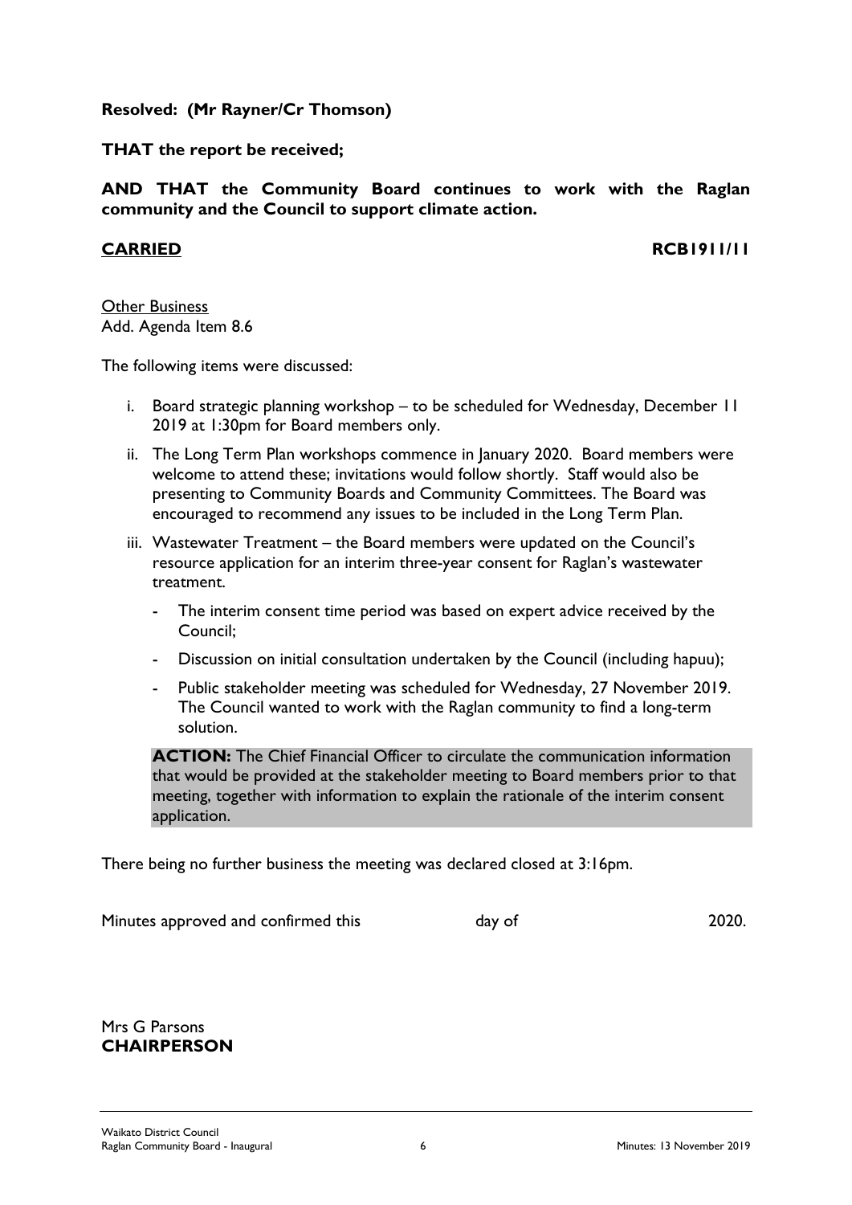**Resolved: (Mr Rayner/Cr Thomson)**

**THAT the report be received;**

**AND THAT the Community Board continues to work with the Raglan community and the Council to support climate action.**

**CARRIED** **RCB1911/11**

Other Business
Add. Agenda Item 8.6

The following items were discussed:

i. Board strategic planning workshop – to be scheduled for Wednesday, December 11 2019 at 1:30pm for Board members only.

ii. The Long Term Plan workshops commence in January 2020. Board members were welcome to attend these; invitations would follow shortly. Staff would also be presenting to Community Boards and Community Committees. The Board was encouraged to recommend any issues to be included in the Long Term Plan.

iii. Wastewater Treatment – the Board members were updated on the Council's resource application for an interim three-year consent for Raglan's wastewater treatment.

   - The interim consent time period was based on expert advice received by the Council;
   - Discussion on initial consultation undertaken by the Council (including hapuu);
   - Public stakeholder meeting was scheduled for Wednesday, 27 November 2019. The Council wanted to work with the Raglan community to find a long-term solution.

   **ACTION:** The Chief Financial Officer to circulate the communication information that would be provided at the stakeholder meeting to Board members prior to that meeting, together with information to explain the rationale of the interim consent application.

There being no further business the meeting was declared closed at 3:16pm.

Minutes approved and confirmed this day of 2020.

Mrs G Parsons
**CHAIRPERSON**